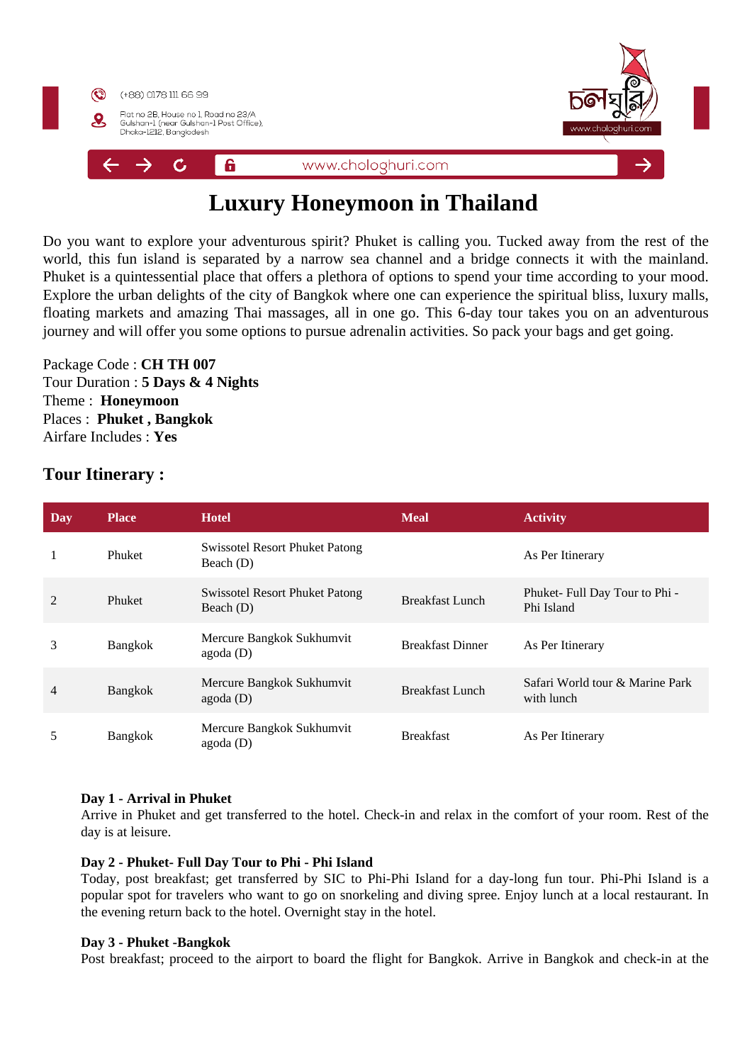(+88) 0178 111 66 99

Flat no 2B, House no 1, Road no 23/A Gulshan-1 (near Gulshan-1 Post Office), Dhaka-1212, Bangladesh

www.chologhuri.com

# Luxury Honeymoon in Thailand

Do you want to explore your adventurous spirit? Phuket is calling you. Tucked away from the rest of the world, this fun island is separated by a narrow sea channel and a bridge connects it with the mainland. Phuket is a quintessential place that offers a plethora of options to spend your time according to your mood. Explore the urban delights of the city of Bangkok where one can experience the spiritual bliss, luxury malls, floating markets and amazing Thai massages, all in one go. This 6-day tour takes you on an adventurous journey and will offer you some options to pursue adrenalin activities. So pack your bags and get going.

Package Code : **CH TH 007**
Tour Duration : **5 Days & 4 Nights**
Theme : **Honeymoon**
Places : **Phuket , Bangkok**
Airfare Includes : **Yes**

## Tour Itinerary :

| Day | Place | Hotel | Meal | Activity |
|---|---|---|---|---|
| 1 | Phuket | Swissotel Resort Phuket Patong Beach (D) | | As Per Itinerary |
| 2 | Phuket | Swissotel Resort Phuket Patong Beach (D) | Breakfast Lunch | Phuket- Full Day Tour to Phi - Phi Island |
| 3 | Bangkok | Mercure Bangkok Sukhumvit agoda (D) | Breakfast Dinner | As Per Itinerary |
| 4 | Bangkok | Mercure Bangkok Sukhumvit agoda (D) | Breakfast Lunch | Safari World tour & Marine Park with lunch |
| 5 | Bangkok | Mercure Bangkok Sukhumvit agoda (D) | Breakfast | As Per Itinerary |

**Day 1 - Arrival in Phuket**
Arrive in Phuket and get transferred to the hotel. Check-in and relax in the comfort of your room. Rest of the day is at leisure.

**Day 2 - Phuket- Full Day Tour to Phi - Phi Island**
Today, post breakfast; get transferred by SIC to Phi-Phi Island for a day-long fun tour. Phi-Phi Island is a popular spot for travelers who want to go on snorkeling and diving spree. Enjoy lunch at a local restaurant. In the evening return back to the hotel. Overnight stay in the hotel.

**Day 3 - Phuket -Bangkok**
Post breakfast; proceed to the airport to board the flight for Bangkok. Arrive in Bangkok and check-in at the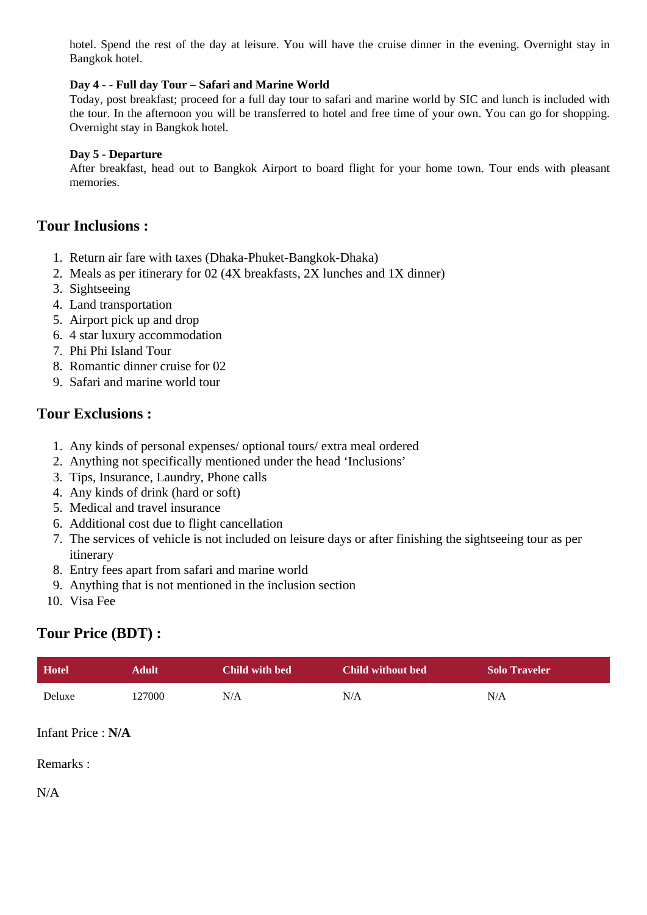hotel. Spend the rest of the day at leisure. You will have the cruise dinner in the evening. Overnight stay in Bangkok hotel.

**Day 4 - - Full day Tour – Safari and Marine World**
Today, post breakfast; proceed for a full day tour to safari and marine world by SIC and lunch is included with the tour. In the afternoon you will be transferred to hotel and free time of your own. You can go for shopping. Overnight stay in Bangkok hotel.

**Day 5 - Departure**
After breakfast, head out to Bangkok Airport to board flight for your home town. Tour ends with pleasant memories.

## Tour Inclusions :

1. Return air fare with taxes (Dhaka-Phuket-Bangkok-Dhaka)
2. Meals as per itinerary for 02 (4X breakfasts, 2X lunches and 1X dinner)
3. Sightseeing
4. Land transportation
5. Airport pick up and drop
6. 4 star luxury accommodation
7. Phi Phi Island Tour
8. Romantic dinner cruise for 02
9. Safari and marine world tour

## Tour Exclusions :

1. Any kinds of personal expenses/ optional tours/ extra meal ordered
2. Anything not specifically mentioned under the head 'Inclusions'
3. Tips, Insurance, Laundry, Phone calls
4. Any kinds of drink (hard or soft)
5. Medical and travel insurance
6. Additional cost due to flight cancellation
7. The services of vehicle is not included on leisure days or after finishing the sightseeing tour as per itinerary
8. Entry fees apart from safari and marine world
9. Anything that is not mentioned in the inclusion section
10. Visa Fee

## Tour Price (BDT) :

| Hotel | Adult | Child with bed | Child without bed | Solo Traveler |
|---|---|---|---|---|
| Deluxe | 127000 | N/A | N/A | N/A |

Infant Price : **N/A**

Remarks :

N/A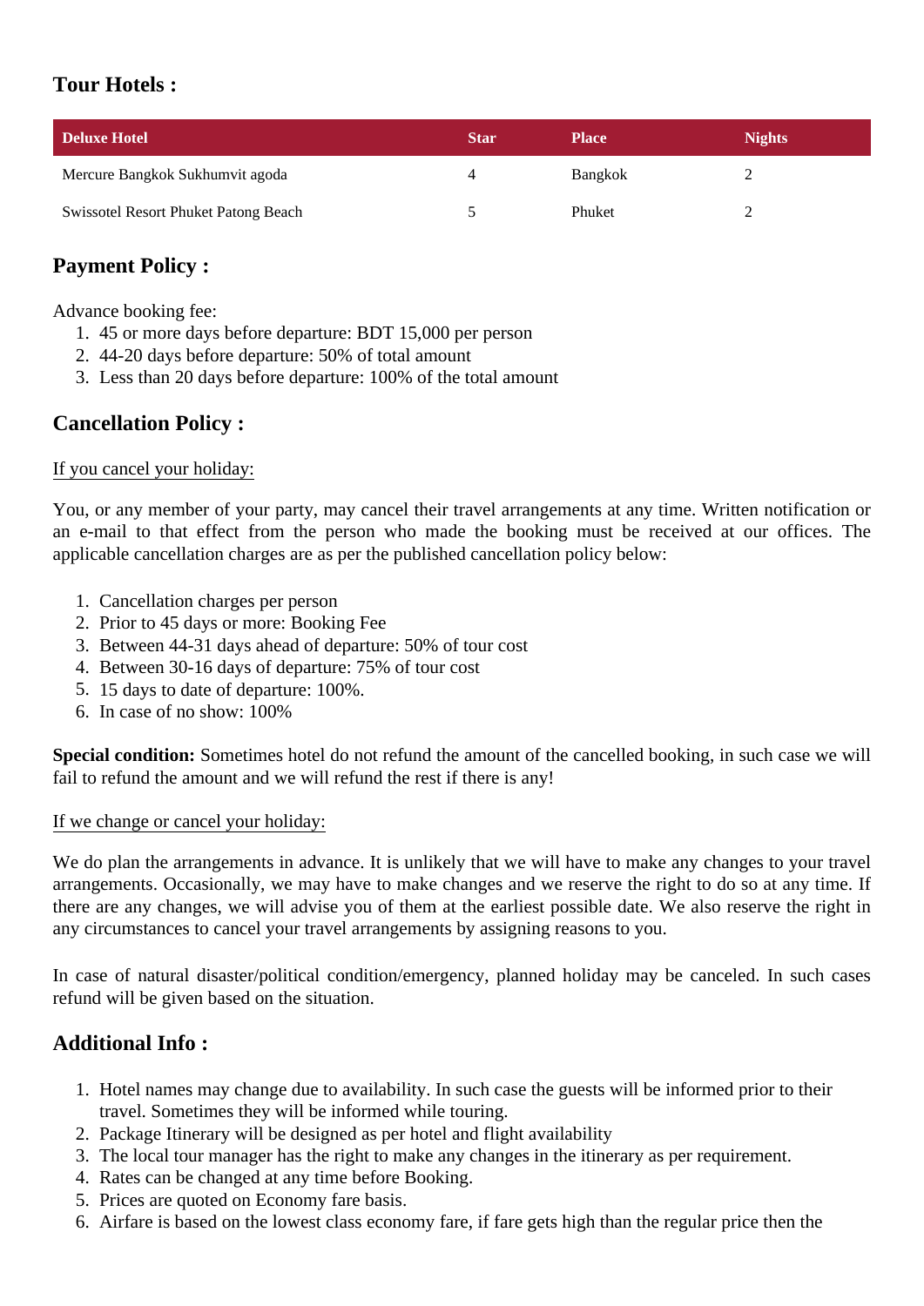## Tour Hotels :

| Deluxe Hotel | Star | Place | Nights |
|---|---|---|---|
| Mercure Bangkok Sukhumvit agoda | 4 | Bangkok | 2 |
| Swissotel Resort Phuket Patong Beach | 5 | Phuket | 2 |

## Payment Policy :

Advance booking fee:

1. 45 or more days before departure: BDT 15,000 per person
2. 44-20 days before departure: 50% of total amount
3. Less than 20 days before departure: 100% of the total amount

## Cancellation Policy :

<u>If you cancel your holiday:</u>

You, or any member of your party, may cancel their travel arrangements at any time. Written notification or an e-mail to that effect from the person who made the booking must be received at our offices. The applicable cancellation charges are as per the published cancellation policy below:

1. Cancellation charges per person
2. Prior to 45 days or more: Booking Fee
3. Between 44-31 days ahead of departure: 50% of tour cost
4. Between 30-16 days of departure: 75% of tour cost
5. 15 days to date of departure: 100%.
6. In case of no show: 100%

**Special condition:** Sometimes hotel do not refund the amount of the cancelled booking, in such case we will fail to refund the amount and we will refund the rest if there is any!

<u>If we change or cancel your holiday:</u>

We do plan the arrangements in advance. It is unlikely that we will have to make any changes to your travel arrangements. Occasionally, we may have to make changes and we reserve the right to do so at any time. If there are any changes, we will advise you of them at the earliest possible date. We also reserve the right in any circumstances to cancel your travel arrangements by assigning reasons to you.

In case of natural disaster/political condition/emergency, planned holiday may be canceled. In such cases refund will be given based on the situation.

## Additional Info :

1. Hotel names may change due to availability. In such case the guests will be informed prior to their travel. Sometimes they will be informed while touring.
2. Package Itinerary will be designed as per hotel and flight availability
3. The local tour manager has the right to make any changes in the itinerary as per requirement.
4. Rates can be changed at any time before Booking.
5. Prices are quoted on Economy fare basis.
6. Airfare is based on the lowest class economy fare, if fare gets high than the regular price then the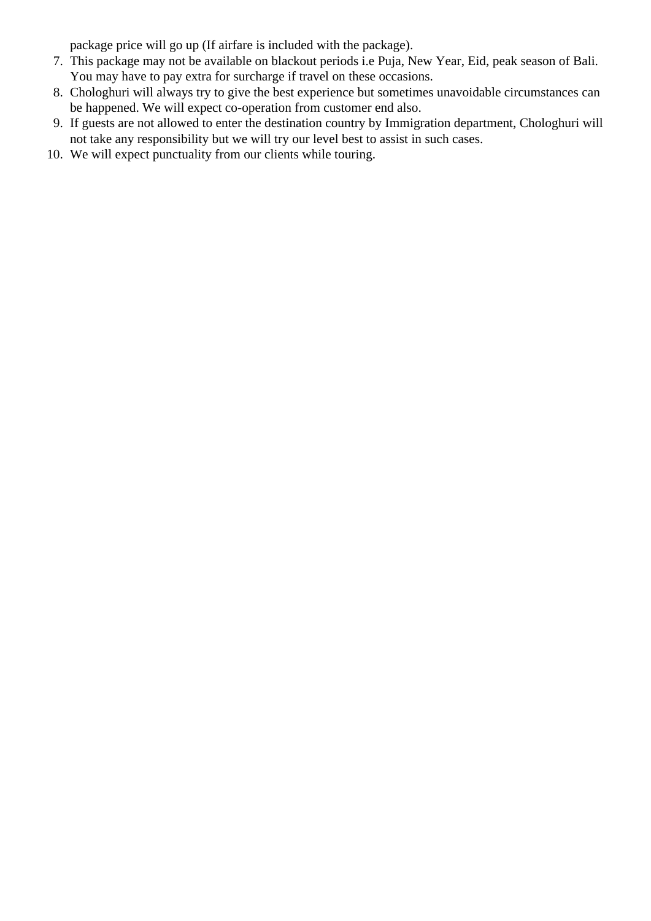package price will go up (If airfare is included with the package).

7. This package may not be available on blackout periods i.e Puja, New Year, Eid, peak season of Bali. You may have to pay extra for surcharge if travel on these occasions.
8. Chologhuri will always try to give the best experience but sometimes unavoidable circumstances can be happened. We will expect co-operation from customer end also.
9. If guests are not allowed to enter the destination country by Immigration department, Chologhuri will not take any responsibility but we will try our level best to assist in such cases.
10. We will expect punctuality from our clients while touring.